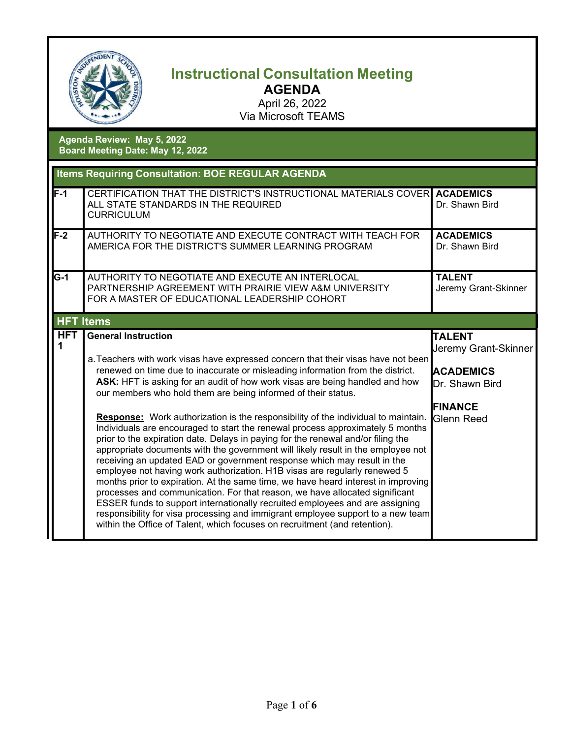# Instructional Consultation Meeting

## AGENDA

April 26, 2022
Via Microsoft TEAMS

**Agenda Review: May 5, 2022**
**Board Meeting Date: May 12, 2022**

## Items Requiring Consultation: BOE REGULAR AGENDA

| Item | Description | Department |
|---|---|---|
| **F-1** | CERTIFICATION THAT THE DISTRICT'S INSTRUCTIONAL MATERIALS COVER ALL STATE STANDARDS IN THE REQUIRED CURRICULUM | **ACADEMICS** Dr. Shawn Bird |
| **F-2** | AUTHORITY TO NEGOTIATE AND EXECUTE CONTRACT WITH TEACH FOR AMERICA FOR THE DISTRICT'S SUMMER LEARNING PROGRAM | **ACADEMICS** Dr. Shawn Bird |
| **G-1** | AUTHORITY TO NEGOTIATE AND EXECUTE AN INTERLOCAL PARTNERSHIP AGREEMENT WITH PRAIRIE VIEW A&M UNIVERSITY FOR A MASTER OF EDUCATIONAL LEADERSHIP COHORT | **TALENT** Jeremy Grant-Skinner |

## HFT Items

| Item | Description | Department |
|---|---|---|
| **HFT 1** | **General Instruction**<br><br>a. Teachers with work visas have expressed concern that their visas have not been renewed on time due to inaccurate or misleading information from the district. **ASK:** HFT is asking for an audit of how work visas are being handled and how our members who hold them are being informed of their status.<br><br>**Response:** Work authorization is the responsibility of the individual to maintain. Individuals are encouraged to start the renewal process approximately 5 months prior to the expiration date. Delays in paying for the renewal and/or filing the appropriate documents with the government will likely result in the employee not receiving an updated EAD or government response which may result in the employee not having work authorization. H1B visas are regularly renewed 5 months prior to expiration. At the same time, we have heard interest in improving processes and communication. For that reason, we have allocated significant ESSER funds to support internationally recruited employees and are assigning responsibility for visa processing and immigrant employee support to a new team within the Office of Talent, which focuses on recruitment (and retention). | **TALENT** Jeremy Grant-Skinner<br><br>**ACADEMICS** Dr. Shawn Bird<br><br>**FINANCE** Glenn Reed |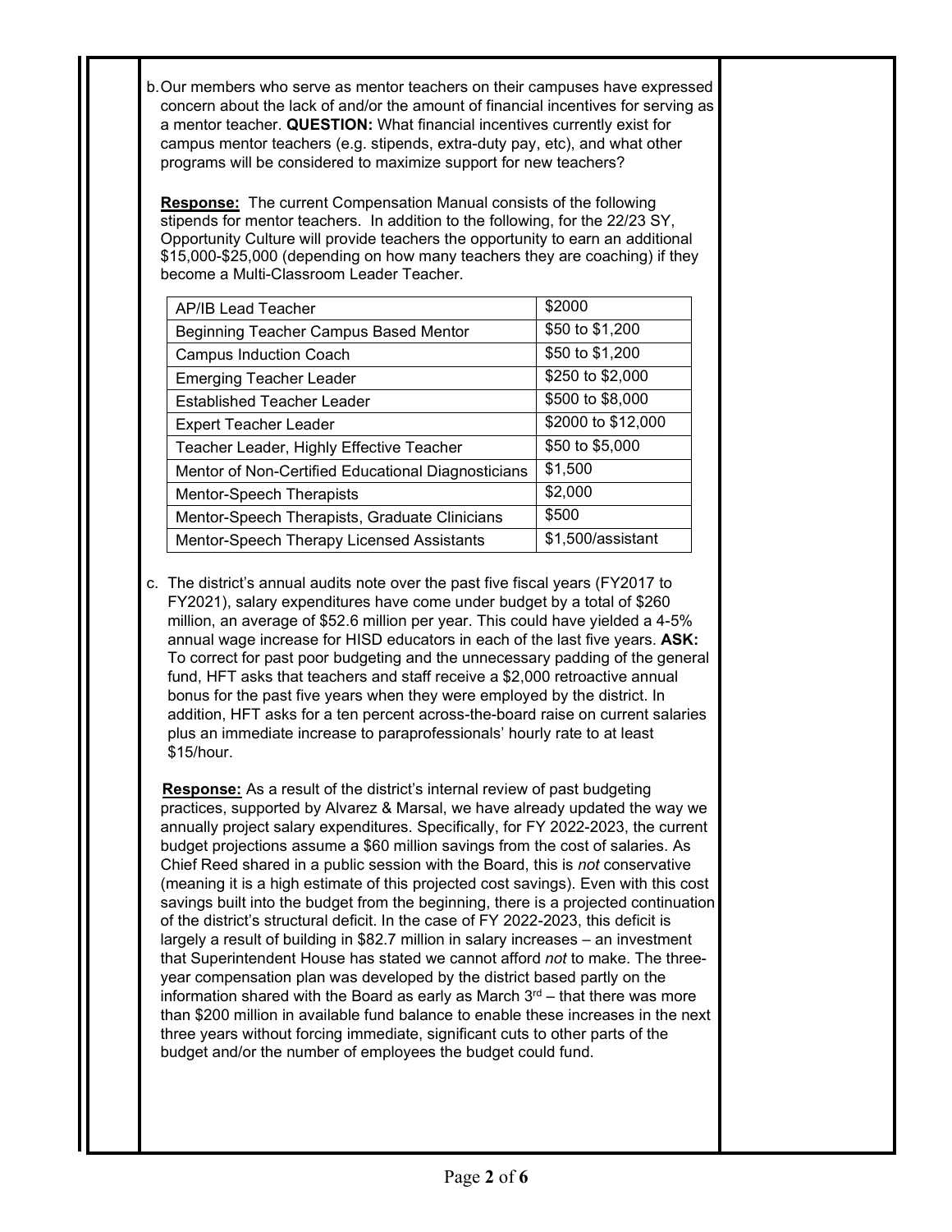b. Our members who serve as mentor teachers on their campuses have expressed concern about the lack of and/or the amount of financial incentives for serving as a mentor teacher. **QUESTION:** What financial incentives currently exist for campus mentor teachers (e.g. stipends, extra-duty pay, etc), and what other programs will be considered to maximize support for new teachers?

**Response:** The current Compensation Manual consists of the following stipends for mentor teachers. In addition to the following, for the 22/23 SY, Opportunity Culture will provide teachers the opportunity to earn an additional $15,000-$25,000 (depending on how many teachers they are coaching) if they become a Multi-Classroom Leader Teacher.

| | |
|---|---|
| AP/IB Lead Teacher | $2000 |
| Beginning Teacher Campus Based Mentor | $50 to $1,200 |
| Campus Induction Coach | $50 to $1,200 |
| Emerging Teacher Leader | $250 to $2,000 |
| Established Teacher Leader | $500 to $8,000 |
| Expert Teacher Leader | $2000 to $12,000 |
| Teacher Leader, Highly Effective Teacher | $50 to $5,000 |
| Mentor of Non-Certified Educational Diagnosticians | $1,500 |
| Mentor-Speech Therapists | $2,000 |
| Mentor-Speech Therapists, Graduate Clinicians | $500 |
| Mentor-Speech Therapy Licensed Assistants | $1,500/assistant |

c. The district's annual audits note over the past five fiscal years (FY2017 to FY2021), salary expenditures have come under budget by a total of $260 million, an average of $52.6 million per year. This could have yielded a 4-5% annual wage increase for HISD educators in each of the last five years. **ASK:** To correct for past poor budgeting and the unnecessary padding of the general fund, HFT asks that teachers and staff receive a $2,000 retroactive annual bonus for the past five years when they were employed by the district. In addition, HFT asks for a ten percent across-the-board raise on current salaries plus an immediate increase to paraprofessionals' hourly rate to at least $15/hour.

**Response:** As a result of the district's internal review of past budgeting practices, supported by Alvarez & Marsal, we have already updated the way we annually project salary expenditures. Specifically, for FY 2022-2023, the current budget projections assume a $60 million savings from the cost of salaries. As Chief Reed shared in a public session with the Board, this is *not* conservative (meaning it is a high estimate of this projected cost savings). Even with this cost savings built into the budget from the beginning, there is a projected continuation of the district's structural deficit. In the case of FY 2022-2023, this deficit is largely a result of building in $82.7 million in salary increases – an investment that Superintendent House has stated we cannot afford *not* to make. The three-year compensation plan was developed by the district based partly on the information shared with the Board as early as March 3rd – that there was more than $200 million in available fund balance to enable these increases in the next three years without forcing immediate, significant cuts to other parts of the budget and/or the number of employees the budget could fund.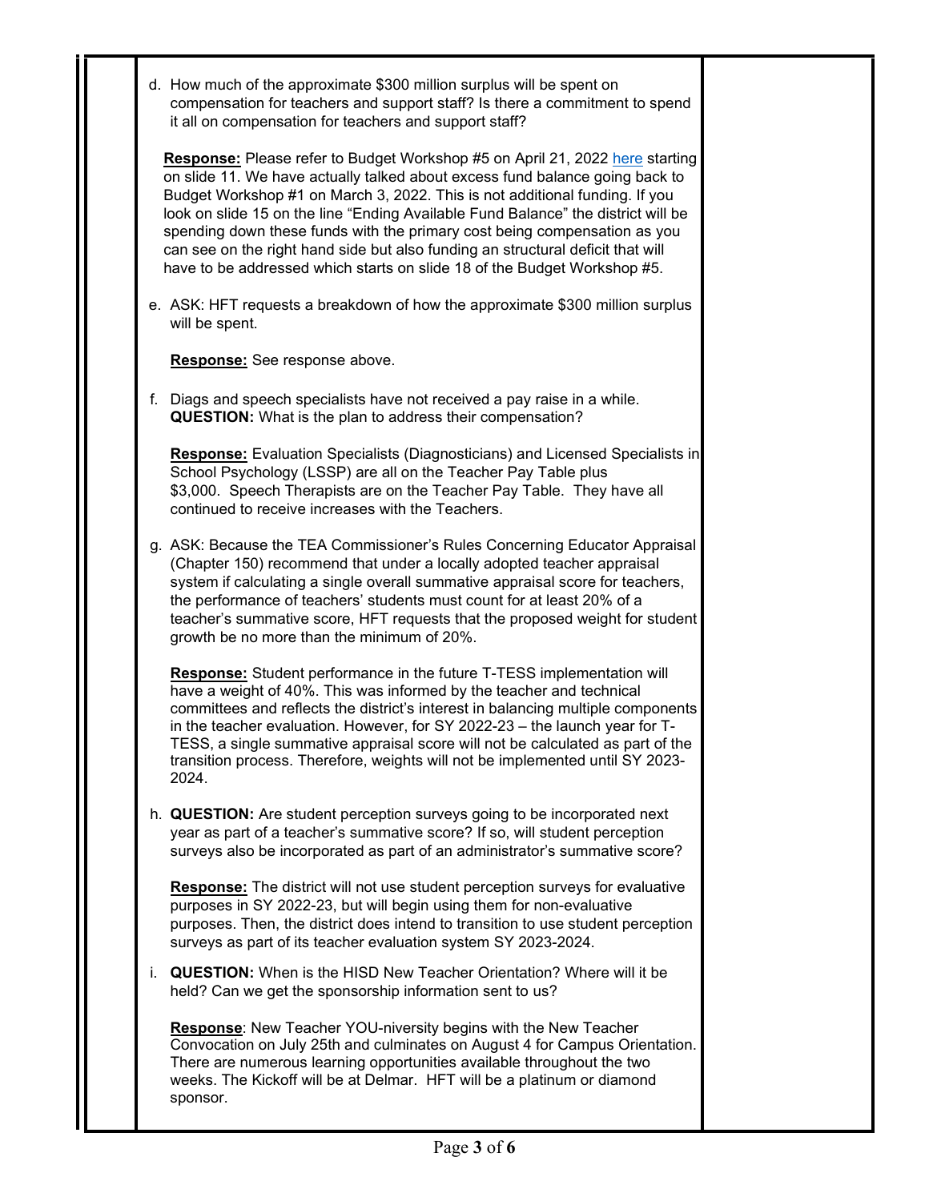d. How much of the approximate $300 million surplus will be spent on compensation for teachers and support staff? Is there a commitment to spend it all on compensation for teachers and support staff?

**Response:** Please refer to Budget Workshop #5 on April 21, 2022 here starting on slide 11. We have actually talked about excess fund balance going back to Budget Workshop #1 on March 3, 2022. This is not additional funding. If you look on slide 15 on the line "Ending Available Fund Balance" the district will be spending down these funds with the primary cost being compensation as you can see on the right hand side but also funding an structural deficit that will have to be addressed which starts on slide 18 of the Budget Workshop #5.

e. ASK: HFT requests a breakdown of how the approximate $300 million surplus will be spent.

**Response:** See response above.

f. Diags and speech specialists have not received a pay raise in a while. **QUESTION:** What is the plan to address their compensation?

**Response:** Evaluation Specialists (Diagnosticians) and Licensed Specialists in School Psychology (LSSP) are all on the Teacher Pay Table plus $3,000. Speech Therapists are on the Teacher Pay Table. They have all continued to receive increases with the Teachers.

g. ASK: Because the TEA Commissioner's Rules Concerning Educator Appraisal (Chapter 150) recommend that under a locally adopted teacher appraisal system if calculating a single overall summative appraisal score for teachers, the performance of teachers' students must count for at least 20% of a teacher's summative score, HFT requests that the proposed weight for student growth be no more than the minimum of 20%.

**Response:** Student performance in the future T-TESS implementation will have a weight of 40%. This was informed by the teacher and technical committees and reflects the district's interest in balancing multiple components in the teacher evaluation. However, for SY 2022-23 – the launch year for T-TESS, a single summative appraisal score will not be calculated as part of the transition process. Therefore, weights will not be implemented until SY 2023-2024.

h. **QUESTION:** Are student perception surveys going to be incorporated next year as part of a teacher's summative score? If so, will student perception surveys also be incorporated as part of an administrator's summative score?

**Response:** The district will not use student perception surveys for evaluative purposes in SY 2022-23, but will begin using them for non-evaluative purposes. Then, the district does intend to transition to use student perception surveys as part of its teacher evaluation system SY 2023-2024.

i. **QUESTION:** When is the HISD New Teacher Orientation? Where will it be held? Can we get the sponsorship information sent to us?

**Response**: New Teacher YOU-niversity begins with the New Teacher Convocation on July 25th and culminates on August 4 for Campus Orientation. There are numerous learning opportunities available throughout the two weeks. The Kickoff will be at Delmar. HFT will be a platinum or diamond sponsor.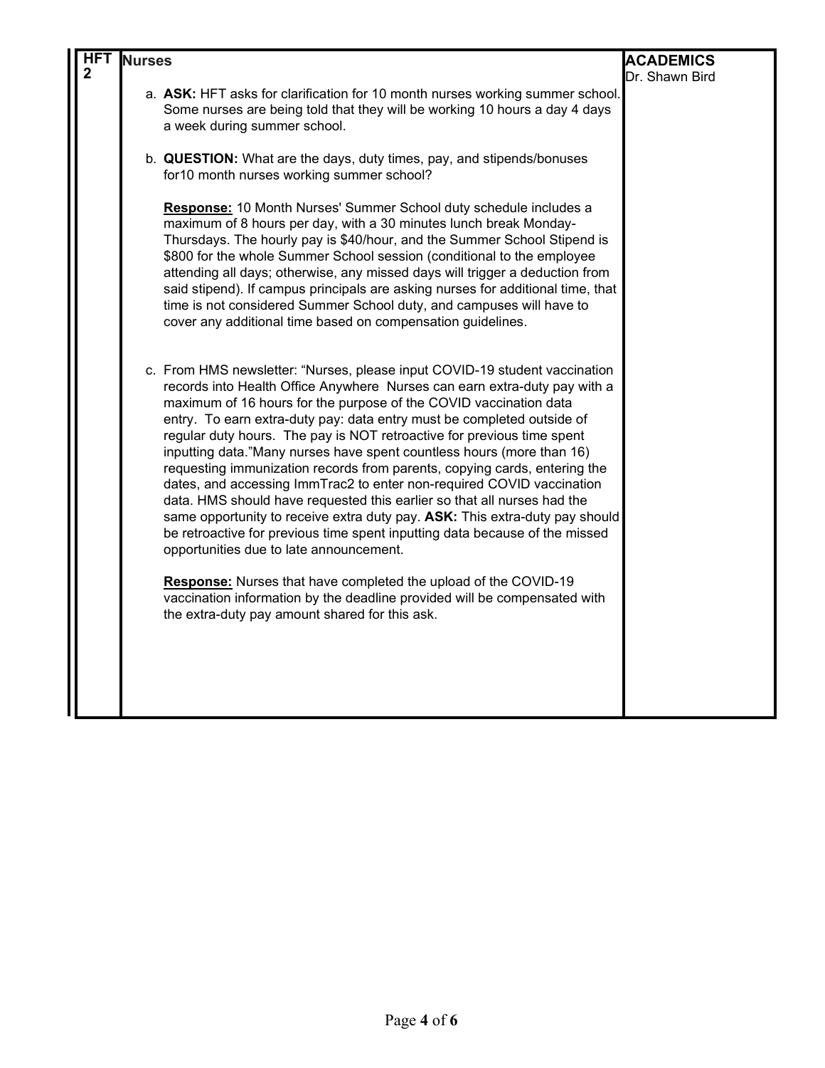| HFT 2 | Nurses | ACADEMICS<br>Dr. Shawn Bird |
|---|---|---|
| | a. **ASK:** HFT asks for clarification for 10 month nurses working summer school. Some nurses are being told that they will be working 10 hours a day 4 days a week during summer school.<br><br>b. **QUESTION:** What are the days, duty times, pay, and stipends/bonuses for10 month nurses working summer school?<br><br>**Response:** 10 Month Nurses' Summer School duty schedule includes a maximum of 8 hours per day, with a 30 minutes lunch break Monday-Thursdays. The hourly pay is $40/hour, and the Summer School Stipend is $800 for the whole Summer School session (conditional to the employee attending all days; otherwise, any missed days will trigger a deduction from said stipend). If campus principals are asking nurses for additional time, that time is not considered Summer School duty, and campuses will have to cover any additional time based on compensation guidelines.<br><br>c. From HMS newsletter: "Nurses, please input COVID-19 student vaccination records into Health Office Anywhere Nurses can earn extra-duty pay with a maximum of 16 hours for the purpose of the COVID vaccination data entry. To earn extra-duty pay: data entry must be completed outside of regular duty hours. The pay is NOT retroactive for previous time spent inputting data."Many nurses have spent countless hours (more than 16) requesting immunization records from parents, copying cards, entering the dates, and accessing ImmTrac2 to enter non-required COVID vaccination data. HMS should have requested this earlier so that all nurses had the same opportunity to receive extra duty pay. **ASK:** This extra-duty pay should be retroactive for previous time spent inputting data because of the missed opportunities due to late announcement.<br><br>**Response:** Nurses that have completed the upload of the COVID-19 vaccination information by the deadline provided will be compensated with the extra-duty pay amount shared for this ask. | |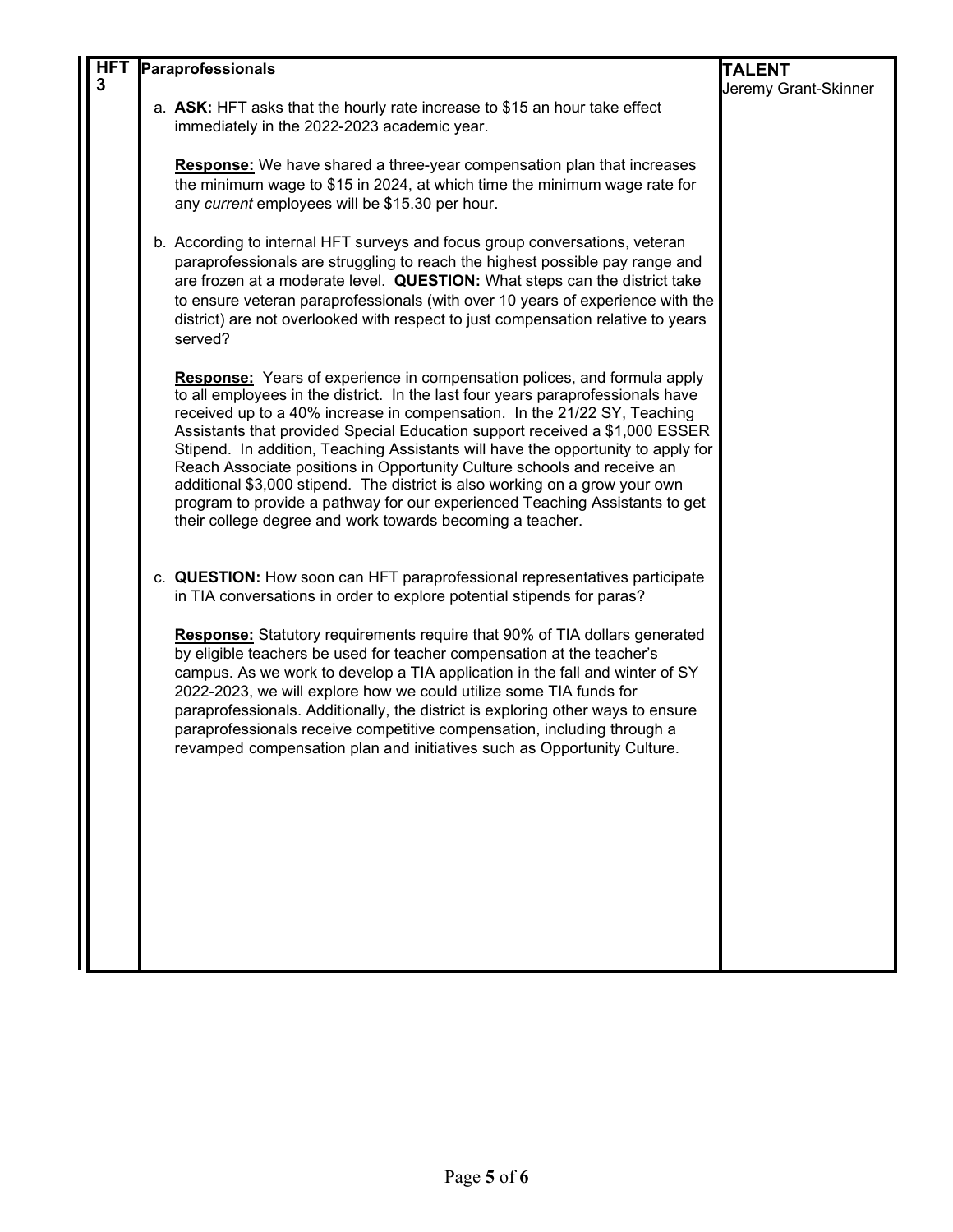| HFT 3 | Paraprofessionals | TALENT<br>Jeremy Grant-Skinner |
|---|---|---|
| | a. **ASK:** HFT asks that the hourly rate increase to $15 an hour take effect immediately in the 2022-2023 academic year.<br><br>**<u>Response:</u>** We have shared a three-year compensation plan that increases the minimum wage to $15 in 2024, at which time the minimum wage rate for any *current* employees will be $15.30 per hour.<br><br>b. According to internal HFT surveys and focus group conversations, veteran paraprofessionals are struggling to reach the highest possible pay range and are frozen at a moderate level. **QUESTION:** What steps can the district take to ensure veteran paraprofessionals (with over 10 years of experience with the district) are not overlooked with respect to just compensation relative to years served?<br><br>**<u>Response:</u>** Years of experience in compensation polices, and formula apply to all employees in the district. In the last four years paraprofessionals have received up to a 40% increase in compensation. In the 21/22 SY, Teaching Assistants that provided Special Education support received a $1,000 ESSER Stipend. In addition, Teaching Assistants will have the opportunity to apply for Reach Associate positions in Opportunity Culture schools and receive an additional $3,000 stipend. The district is also working on a grow your own program to provide a pathway for our experienced Teaching Assistants to get their college degree and work towards becoming a teacher.<br><br>c. **QUESTION:** How soon can HFT paraprofessional representatives participate in TIA conversations in order to explore potential stipends for paras?<br><br>**<u>Response:</u>** Statutory requirements require that 90% of TIA dollars generated by eligible teachers be used for teacher compensation at the teacher's campus. As we work to develop a TIA application in the fall and winter of SY 2022-2023, we will explore how we could utilize some TIA funds for paraprofessionals. Additionally, the district is exploring other ways to ensure paraprofessionals receive competitive compensation, including through a revamped compensation plan and initiatives such as Opportunity Culture. | |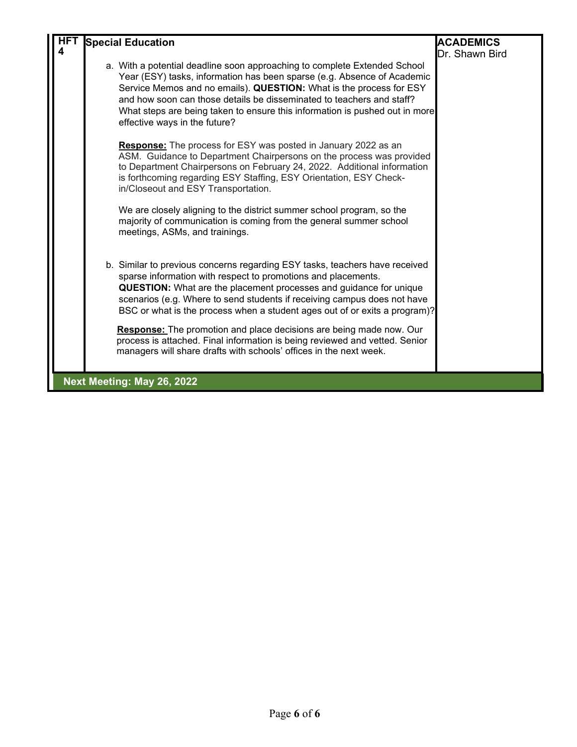| | | |
|---|---|---|
| **HFT 4** | **Special Education**<br><br>a. With a potential deadline soon approaching to complete Extended School Year (ESY) tasks, information has been sparse (e.g. Absence of Academic Service Memos and no emails). **QUESTION:** What is the process for ESY and how soon can those details be disseminated to teachers and staff? What steps are being taken to ensure this information is pushed out in more effective ways in the future?<br><br>**Response:** The process for ESY was posted in January 2022 as an ASM. Guidance to Department Chairpersons on the process was provided to Department Chairpersons on February 24, 2022. Additional information is forthcoming regarding ESY Staffing, ESY Orientation, ESY Check-in/Closeout and ESY Transportation.<br><br>We are closely aligning to the district summer school program, so the majority of communication is coming from the general summer school meetings, ASMs, and trainings.<br><br>b. Similar to previous concerns regarding ESY tasks, teachers have received sparse information with respect to promotions and placements. **QUESTION:** What are the placement processes and guidance for unique scenarios (e.g. Where to send students if receiving campus does not have BSC or what is the process when a student ages out of or exits a program)?<br><br>**Response:** The promotion and place decisions are being made now. Our process is attached. Final information is being reviewed and vetted. Senior managers will share drafts with schools' offices in the next week. | **ACADEMICS**<br>Dr. Shawn Bird |

**Next Meeting: May 26, 2022**